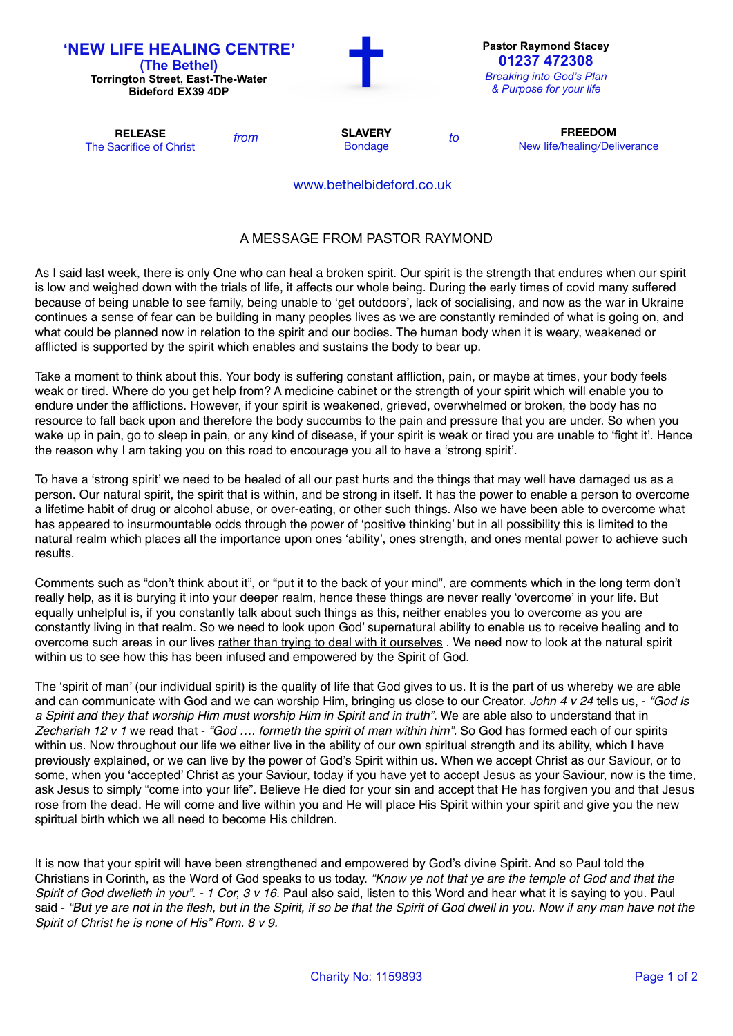**'NEW LIFE HEALING CENTRE'**
**(The Bethel)**
**Torrington Street, East-The-Water**
**Bideford EX39 4DP**

**Pastor Raymond Stacey**
**01237 472308**
*Breaking into God's Plan & Purpose for your life*

| **RELEASE** | *from* | **SLAVERY** | *to* | **FREEDOM** |
| --- | --- | --- | --- | --- |
| The Sacrifice of Christ | | Bondage | | New life/healing/Deliverance |

www.bethelbideford.co.uk

## A MESSAGE FROM PASTOR RAYMOND

As I said last week, there is only One who can heal a broken spirit. Our spirit is the strength that endures when our spirit is low and weighed down with the trials of life, it affects our whole being. During the early times of covid many suffered because of being unable to see family, being unable to 'get outdoors', lack of socialising, and now as the war in Ukraine continues a sense of fear can be building in many peoples lives as we are constantly reminded of what is going on, and what could be planned now in relation to the spirit and our bodies. The human body when it is weary, weakened or afflicted is supported by the spirit which enables and sustains the body to bear up.

Take a moment to think about this. Your body is suffering constant affliction, pain, or maybe at times, your body feels weak or tired. Where do you get help from? A medicine cabinet or the strength of your spirit which will enable you to endure under the afflictions. However, if your spirit is weakened, grieved, overwhelmed or broken, the body has no resource to fall back upon and therefore the body succumbs to the pain and pressure that you are under. So when you wake up in pain, go to sleep in pain, or any kind of disease, if your spirit is weak or tired you are unable to 'fight it'. Hence the reason why I am taking you on this road to encourage you all to have a 'strong spirit'.

To have a 'strong spirit' we need to be healed of all our past hurts and the things that may well have damaged us as a person. Our natural spirit, the spirit that is within, and be strong in itself. It has the power to enable a person to overcome a lifetime habit of drug or alcohol abuse, or over-eating, or other such things. Also we have been able to overcome what has appeared to insurmountable odds through the power of 'positive thinking' but in all possibility this is limited to the natural realm which places all the importance upon ones 'ability', ones strength, and ones mental power to achieve such results.

Comments such as "don't think about it", or "put it to the back of your mind", are comments which in the long term don't really help, as it is burying it into your deeper realm, hence these things are never really 'overcome' in your life. But equally unhelpful is, if you constantly talk about such things as this, neither enables you to overcome as you are constantly living in that realm. So we need to look upon <u>God' supernatural ability</u> to enable us to receive healing and to overcome such areas in our lives <u>rather than trying to deal with it ourselves</u> . We need now to look at the natural spirit within us to see how this has been infused and empowered by the Spirit of God.

The 'spirit of man' (our individual spirit) is the quality of life that God gives to us. It is the part of us whereby we are able and can communicate with God and we can worship Him, bringing us close to our Creator. *John 4 v 24* tells us, - *"God is a Spirit and they that worship Him must worship Him in Spirit and in truth".* We are able also to understand that in *Zechariah 12 v 1* we read that - *"God …. formeth the spirit of man within him".* So God has formed each of our spirits within us. Now throughout our life we either live in the ability of our own spiritual strength and its ability, which I have previously explained, or we can live by the power of God's Spirit within us. When we accept Christ as our Saviour, or to some, when you 'accepted' Christ as your Saviour, today if you have yet to accept Jesus as your Saviour, now is the time, ask Jesus to simply "come into your life". Believe He died for your sin and accept that He has forgiven you and that Jesus rose from the dead. He will come and live within you and He will place His Spirit within your spirit and give you the new spiritual birth which we all need to become His children.

It is now that your spirit will have been strengthened and empowered by God's divine Spirit. And so Paul told the Christians in Corinth, as the Word of God speaks to us today. *"Know ye not that ye are the temple of God and that the Spirit of God dwelleth in you". - 1 Cor, 3 v 16.* Paul also said, listen to this Word and hear what it is saying to you. Paul said - *"But ye are not in the flesh, but in the Spirit, if so be that the Spirit of God dwell in you. Now if any man have not the Spirit of Christ he is none of His" Rom. 8 v 9.*

Charity No: 1159893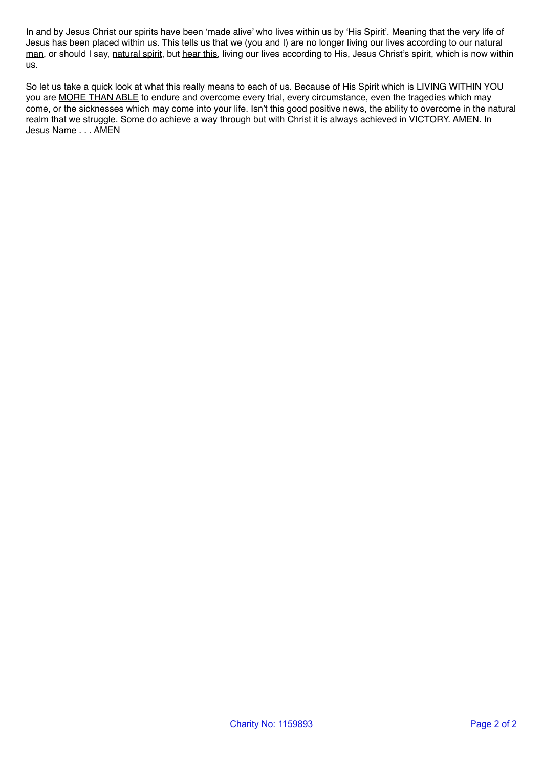In and by Jesus Christ our spirits have been 'made alive' who <u>lives</u> within us by 'His Spirit'. Meaning that the very life of Jesus has been placed within us. This tells us that <u>we</u> (you and I) are <u>no longer</u> living our lives according to our <u>natural man</u>, or should I say, <u>natural spirit</u>, but <u>hear this</u>, living our lives according to His, Jesus Christ's spirit, which is now within us.

So let us take a quick look at what this really means to each of us. Because of His Spirit which is LIVING WITHIN YOU you are <u>MORE THAN ABLE</u> to endure and overcome every trial, every circumstance, even the tragedies which may come, or the sicknesses which may come into your life. Isn't this good positive news, the ability to overcome in the natural realm that we struggle. Some do achieve a way through but with Christ it is always achieved in VICTORY. AMEN. In Jesus Name . . . AMEN

Charity No: 1159893